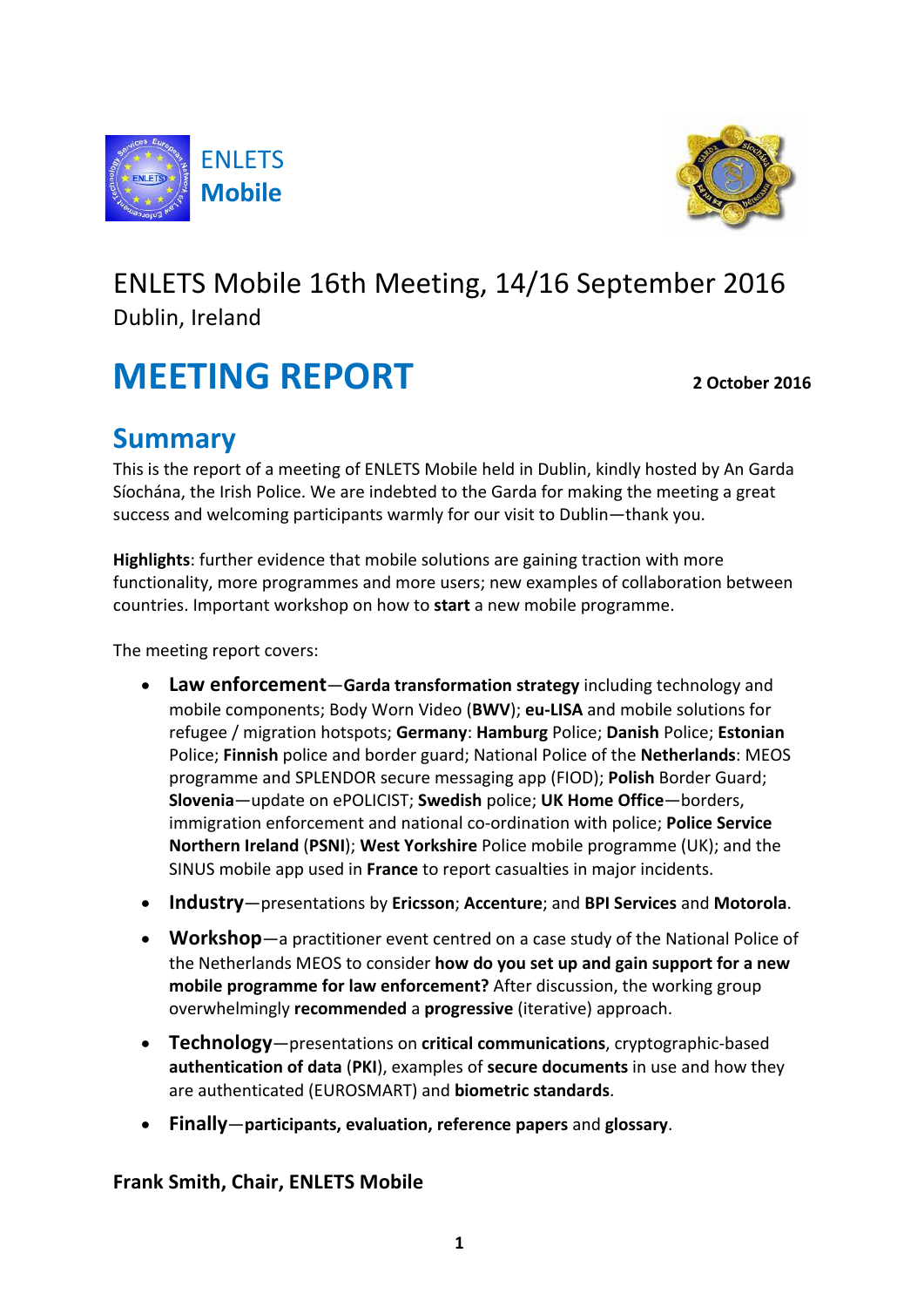ENLETS **Mobile**

# ENLETS Mobile 16th Meeting, 14/16 September 2016

Dublin, Ireland

# MEETING REPORT

**2 October 2016**

## Summary

This is the report of a meeting of ENLETS Mobile held in Dublin, kindly hosted by An Garda Síochána, the Irish Police. We are indebted to the Garda for making the meeting a great success and welcoming participants warmly for our visit to Dublin—thank you.

**Highlights**: further evidence that mobile solutions are gaining traction with more functionality, more programmes and more users; new examples of collaboration between countries. Important workshop on how to **start** a new mobile programme.

The meeting report covers:

- **Law enforcement**—**Garda transformation strategy** including technology and mobile components; Body Worn Video (**BWV**); **eu-LISA** and mobile solutions for refugee / migration hotspots; **Germany**: **Hamburg** Police; **Danish** Police; **Estonian** Police; **Finnish** police and border guard; National Police of the **Netherlands**: MEOS programme and SPLENDOR secure messaging app (FIOD); **Polish** Border Guard; **Slovenia**—update on ePOLICIST; **Swedish** police; **UK Home Office**—borders, immigration enforcement and national co-ordination with police; **Police Service Northern Ireland** (**PSNI**); **West Yorkshire** Police mobile programme (UK); and the SINUS mobile app used in **France** to report casualties in major incidents.
- **Industry**—presentations by **Ericsson**; **Accenture**; and **BPI Services** and **Motorola**.
- **Workshop**—a practitioner event centred on a case study of the National Police of the Netherlands MEOS to consider **how do you set up and gain support for a new mobile programme for law enforcement?** After discussion, the working group overwhelmingly **recommended** a **progressive** (iterative) approach.
- **Technology**—presentations on **critical communications**, cryptographic-based **authentication of data** (**PKI**), examples of **secure documents** in use and how they are authenticated (EUROSMART) and **biometric standards**.
- **Finally**—**participants, evaluation, reference papers** and **glossary**.

**Frank Smith, Chair, ENLETS Mobile**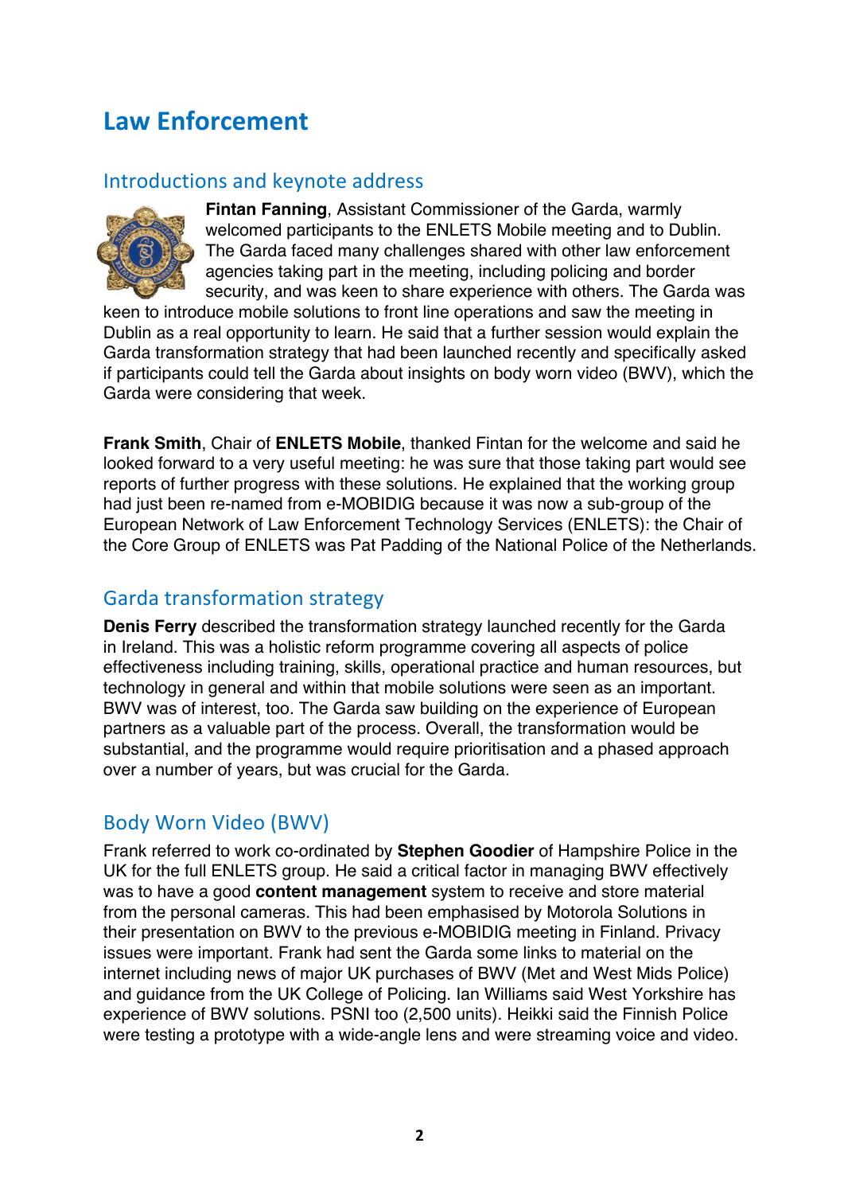# Law Enforcement

## Introductions and keynote address

**Fintan Fanning**, Assistant Commissioner of the Garda, warmly welcomed participants to the ENLETS Mobile meeting and to Dublin. The Garda faced many challenges shared with other law enforcement agencies taking part in the meeting, including policing and border security, and was keen to share experience with others. The Garda was keen to introduce mobile solutions to front line operations and saw the meeting in Dublin as a real opportunity to learn. He said that a further session would explain the Garda transformation strategy that had been launched recently and specifically asked if participants could tell the Garda about insights on body worn video (BWV), which the Garda were considering that week.

**Frank Smith**, Chair of **ENLETS Mobile**, thanked Fintan for the welcome and said he looked forward to a very useful meeting: he was sure that those taking part would see reports of further progress with these solutions. He explained that the working group had just been re-named from e-MOBIDIG because it was now a sub-group of the European Network of Law Enforcement Technology Services (ENLETS): the Chair of the Core Group of ENLETS was Pat Padding of the National Police of the Netherlands.

## Garda transformation strategy

**Denis Ferry** described the transformation strategy launched recently for the Garda in Ireland. This was a holistic reform programme covering all aspects of police effectiveness including training, skills, operational practice and human resources, but technology in general and within that mobile solutions were seen as an important. BWV was of interest, too. The Garda saw building on the experience of European partners as a valuable part of the process. Overall, the transformation would be substantial, and the programme would require prioritisation and a phased approach over a number of years, but was crucial for the Garda.

## Body Worn Video (BWV)

Frank referred to work co-ordinated by **Stephen Goodier** of Hampshire Police in the UK for the full ENLETS group. He said a critical factor in managing BWV effectively was to have a good **content management** system to receive and store material from the personal cameras. This had been emphasised by Motorola Solutions in their presentation on BWV to the previous e-MOBIDIG meeting in Finland. Privacy issues were important. Frank had sent the Garda some links to material on the internet including news of major UK purchases of BWV (Met and West Mids Police) and guidance from the UK College of Policing. Ian Williams said West Yorkshire has experience of BWV solutions. PSNI too (2,500 units). Heikki said the Finnish Police were testing a prototype with a wide-angle lens and were streaming voice and video.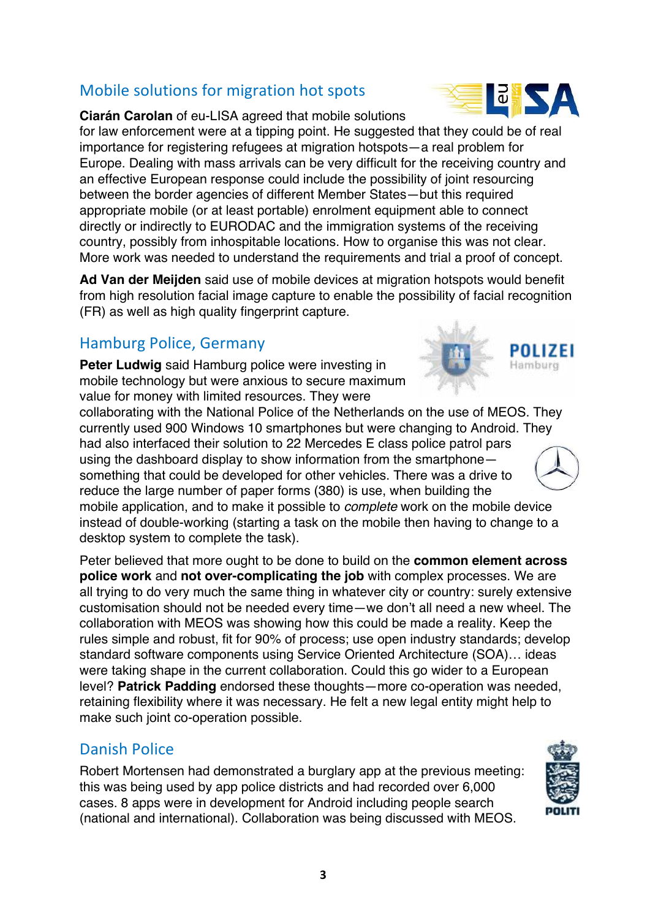## Mobile solutions for migration hot spots

**Ciarán Carolan** of eu-LISA agreed that mobile solutions for law enforcement were at a tipping point. He suggested that they could be of real importance for registering refugees at migration hotspots—a real problem for Europe. Dealing with mass arrivals can be very difficult for the receiving country and an effective European response could include the possibility of joint resourcing between the border agencies of different Member States—but this required appropriate mobile (or at least portable) enrolment equipment able to connect directly or indirectly to EURODAC and the immigration systems of the receiving country, possibly from inhospitable locations. How to organise this was not clear. More work was needed to understand the requirements and trial a proof of concept.

**Ad Van der Meijden** said use of mobile devices at migration hotspots would benefit from high resolution facial image capture to enable the possibility of facial recognition (FR) as well as high quality fingerprint capture.

## Hamburg Police, Germany

**Peter Ludwig** said Hamburg police were investing in mobile technology but were anxious to secure maximum value for money with limited resources. They were collaborating with the National Police of the Netherlands on the use of MEOS. They currently used 900 Windows 10 smartphones but were changing to Android. They had also interfaced their solution to 22 Mercedes E class police patrol pars using the dashboard display to show information from the smartphone—something that could be developed for other vehicles. There was a drive to reduce the large number of paper forms (380) is use, when building the mobile application, and to make it possible to *complete* work on the mobile device instead of double-working (starting a task on the mobile then having to change to a desktop system to complete the task).

Peter believed that more ought to be done to build on the **common element across police work** and **not over-complicating the job** with complex processes. We are all trying to do very much the same thing in whatever city or country: surely extensive customisation should not be needed every time—we don't all need a new wheel. The collaboration with MEOS was showing how this could be made a reality. Keep the rules simple and robust, fit for 90% of process; use open industry standards; develop standard software components using Service Oriented Architecture (SOA)… ideas were taking shape in the current collaboration. Could this go wider to a European level? **Patrick Padding** endorsed these thoughts—more co-operation was needed, retaining flexibility where it was necessary. He felt a new legal entity might help to make such joint co-operation possible.

## Danish Police

Robert Mortensen had demonstrated a burglary app at the previous meeting: this was being used by app police districts and had recorded over 6,000 cases. 8 apps were in development for Android including people search (national and international). Collaboration was being discussed with MEOS.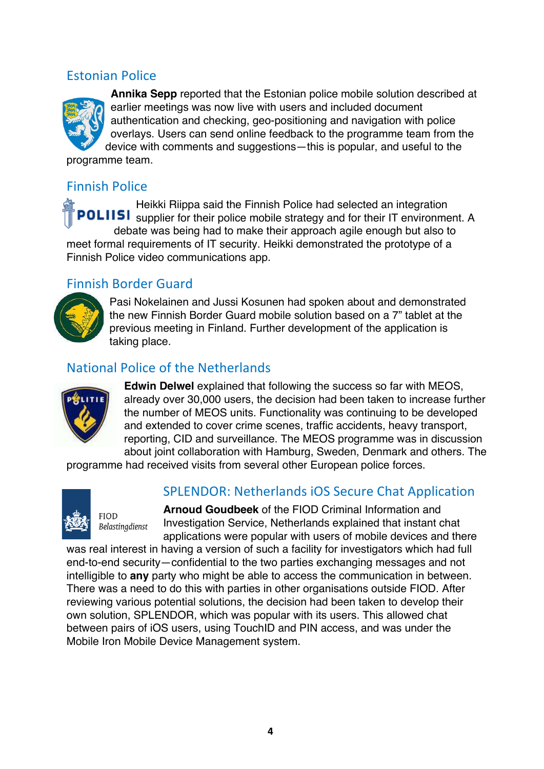## Estonian Police

**Annika Sepp** reported that the Estonian police mobile solution described at earlier meetings was now live with users and included document authentication and checking, geo-positioning and navigation with police overlays. Users can send online feedback to the programme team from the device with comments and suggestions—this is popular, and useful to the programme team.

## Finnish Police

POLIISI

Heikki Riippa said the Finnish Police had selected an integration supplier for their police mobile strategy and for their IT environment. A debate was being had to make their approach agile enough but also to meet formal requirements of IT security. Heikki demonstrated the prototype of a Finnish Police video communications app.

## Finnish Border Guard

Pasi Nokelainen and Jussi Kosunen had spoken about and demonstrated the new Finnish Border Guard mobile solution based on a 7" tablet at the previous meeting in Finland. Further development of the application is taking place.

## National Police of the Netherlands

**Edwin Delwel** explained that following the success so far with MEOS, already over 30,000 users, the decision had been taken to increase further the number of MEOS units. Functionality was continuing to be developed and extended to cover crime scenes, traffic accidents, heavy transport, reporting, CID and surveillance. The MEOS programme was in discussion about joint collaboration with Hamburg, Sweden, Denmark and others. The programme had received visits from several other European police forces.

FIOD
*Belastingdienst*

## SPLENDOR: Netherlands iOS Secure Chat Application

**Arnoud Goudbeek** of the FIOD Criminal Information and Investigation Service, Netherlands explained that instant chat applications were popular with users of mobile devices and there was real interest in having a version of such a facility for investigators which had full end-to-end security—confidential to the two parties exchanging messages and not intelligible to **any** party who might be able to access the communication in between. There was a need to do this with parties in other organisations outside FIOD. After reviewing various potential solutions, the decision had been taken to develop their own solution, SPLENDOR, which was popular with its users. This allowed chat between pairs of iOS users, using TouchID and PIN access, and was under the Mobile Iron Mobile Device Management system.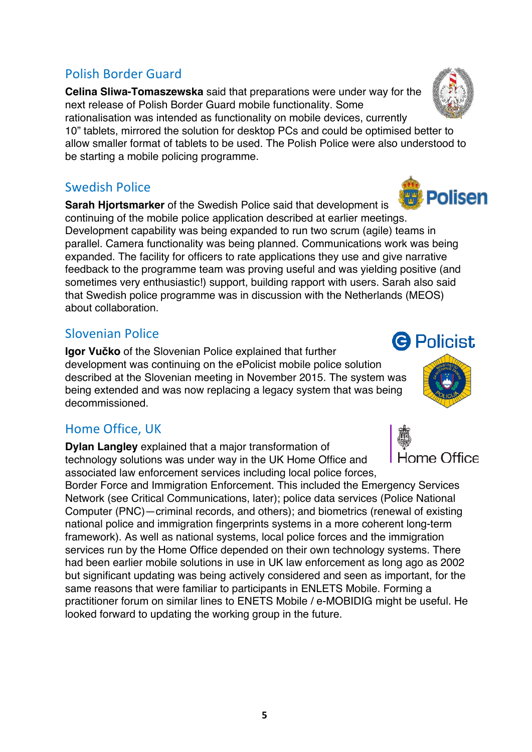## Polish Border Guard

**Celina Sliwa-Tomaszewska** said that preparations were under way for the next release of Polish Border Guard mobile functionality. Some rationalisation was intended as functionality on mobile devices, currently 10" tablets, mirrored the solution for desktop PCs and could be optimised better to allow smaller format of tablets to be used. The Polish Police were also understood to be starting a mobile policing programme.

## Swedish Police

**Sarah Hjortsmarker** of the Swedish Police said that development is continuing of the mobile police application described at earlier meetings. Development capability was being expanded to run two scrum (agile) teams in parallel. Camera functionality was being planned. Communications work was being expanded. The facility for officers to rate applications they use and give narrative feedback to the programme team was proving useful and was yielding positive (and sometimes very enthusiastic!) support, building rapport with users. Sarah also said that Swedish police programme was in discussion with the Netherlands (MEOS) about collaboration.

## Slovenian Police

**Igor Vučko** of the Slovenian Police explained that further development was continuing on the ePolicist mobile police solution described at the Slovenian meeting in November 2015. The system was being extended and was now replacing a legacy system that was being decommissioned.

## Home Office, UK

**Dylan Langley** explained that a major transformation of technology solutions was under way in the UK Home Office and associated law enforcement services including local police forces, Border Force and Immigration Enforcement. This included the Emergency Services Network (see Critical Communications, later); police data services (Police National Computer (PNC)—criminal records, and others); and biometrics (renewal of existing national police and immigration fingerprints systems in a more coherent long-term framework). As well as national systems, local police forces and the immigration services run by the Home Office depended on their own technology systems. There had been earlier mobile solutions in use in UK law enforcement as long ago as 2002 but significant updating was being actively considered and seen as important, for the same reasons that were familiar to participants in ENLETS Mobile. Forming a practitioner forum on similar lines to ENETS Mobile / e-MOBIDIG might be useful. He looked forward to updating the working group in the future.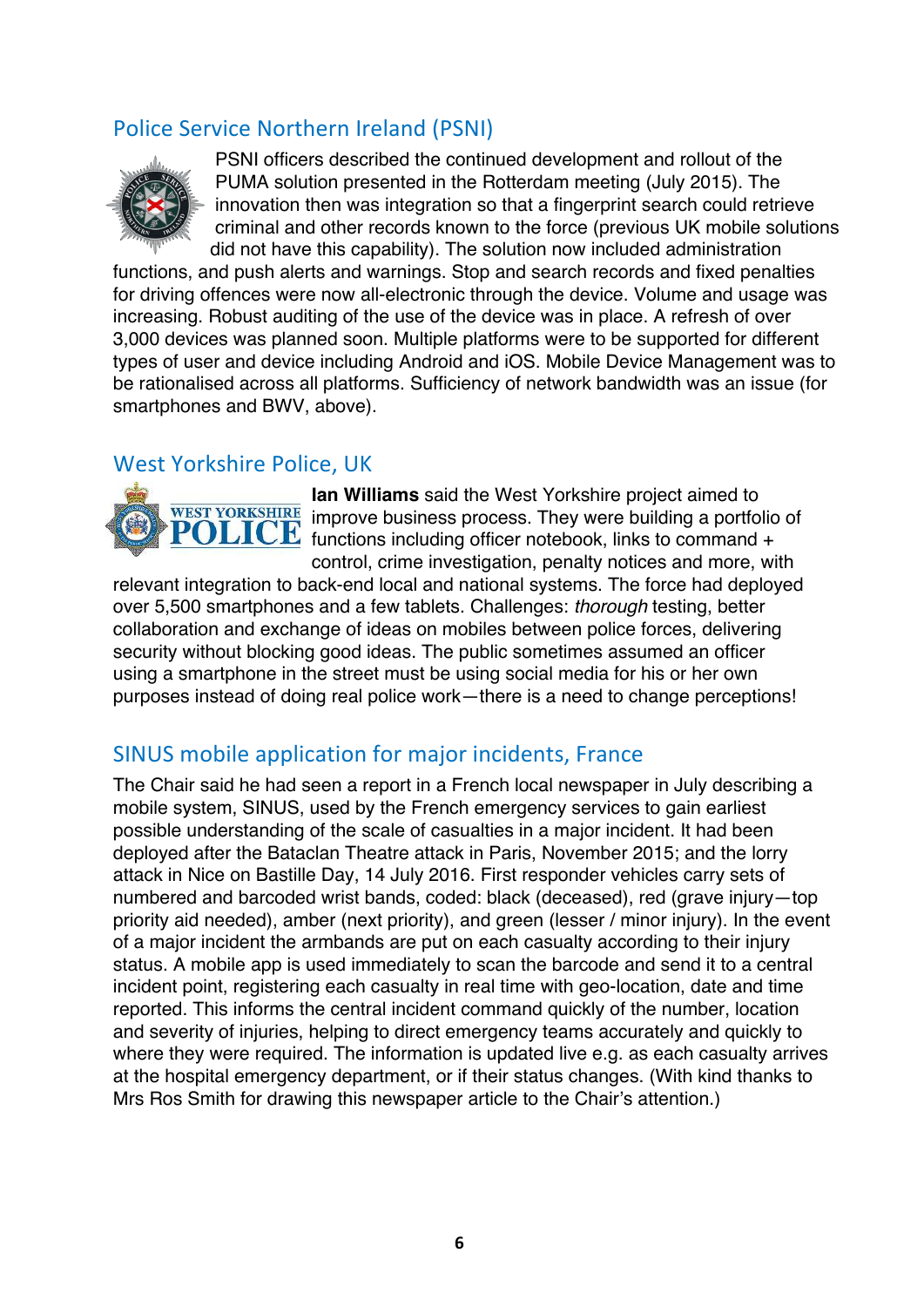## Police Service Northern Ireland (PSNI)

PSNI officers described the continued development and rollout of the PUMA solution presented in the Rotterdam meeting (July 2015). The innovation then was integration so that a fingerprint search could retrieve criminal and other records known to the force (previous UK mobile solutions did not have this capability). The solution now included administration functions, and push alerts and warnings. Stop and search records and fixed penalties for driving offences were now all-electronic through the device. Volume and usage was increasing. Robust auditing of the use of the device was in place. A refresh of over 3,000 devices was planned soon. Multiple platforms were to be supported for different types of user and device including Android and iOS. Mobile Device Management was to be rationalised across all platforms. Sufficiency of network bandwidth was an issue (for smartphones and BWV, above).

## West Yorkshire Police, UK

**Ian Williams** said the West Yorkshire project aimed to improve business process. They were building a portfolio of functions including officer notebook, links to command + control, crime investigation, penalty notices and more, with relevant integration to back-end local and national systems. The force had deployed over 5,500 smartphones and a few tablets. Challenges: *thorough* testing, better collaboration and exchange of ideas on mobiles between police forces, delivering security without blocking good ideas. The public sometimes assumed an officer using a smartphone in the street must be using social media for his or her own purposes instead of doing real police work—there is a need to change perceptions!

## SINUS mobile application for major incidents, France

The Chair said he had seen a report in a French local newspaper in July describing a mobile system, SINUS, used by the French emergency services to gain earliest possible understanding of the scale of casualties in a major incident. It had been deployed after the Bataclan Theatre attack in Paris, November 2015; and the lorry attack in Nice on Bastille Day, 14 July 2016. First responder vehicles carry sets of numbered and barcoded wrist bands, coded: black (deceased), red (grave injury—top priority aid needed), amber (next priority), and green (lesser / minor injury). In the event of a major incident the armbands are put on each casualty according to their injury status. A mobile app is used immediately to scan the barcode and send it to a central incident point, registering each casualty in real time with geo-location, date and time reported. This informs the central incident command quickly of the number, location and severity of injuries, helping to direct emergency teams accurately and quickly to where they were required. The information is updated live e.g. as each casualty arrives at the hospital emergency department, or if their status changes. (With kind thanks to Mrs Ros Smith for drawing this newspaper article to the Chair's attention.)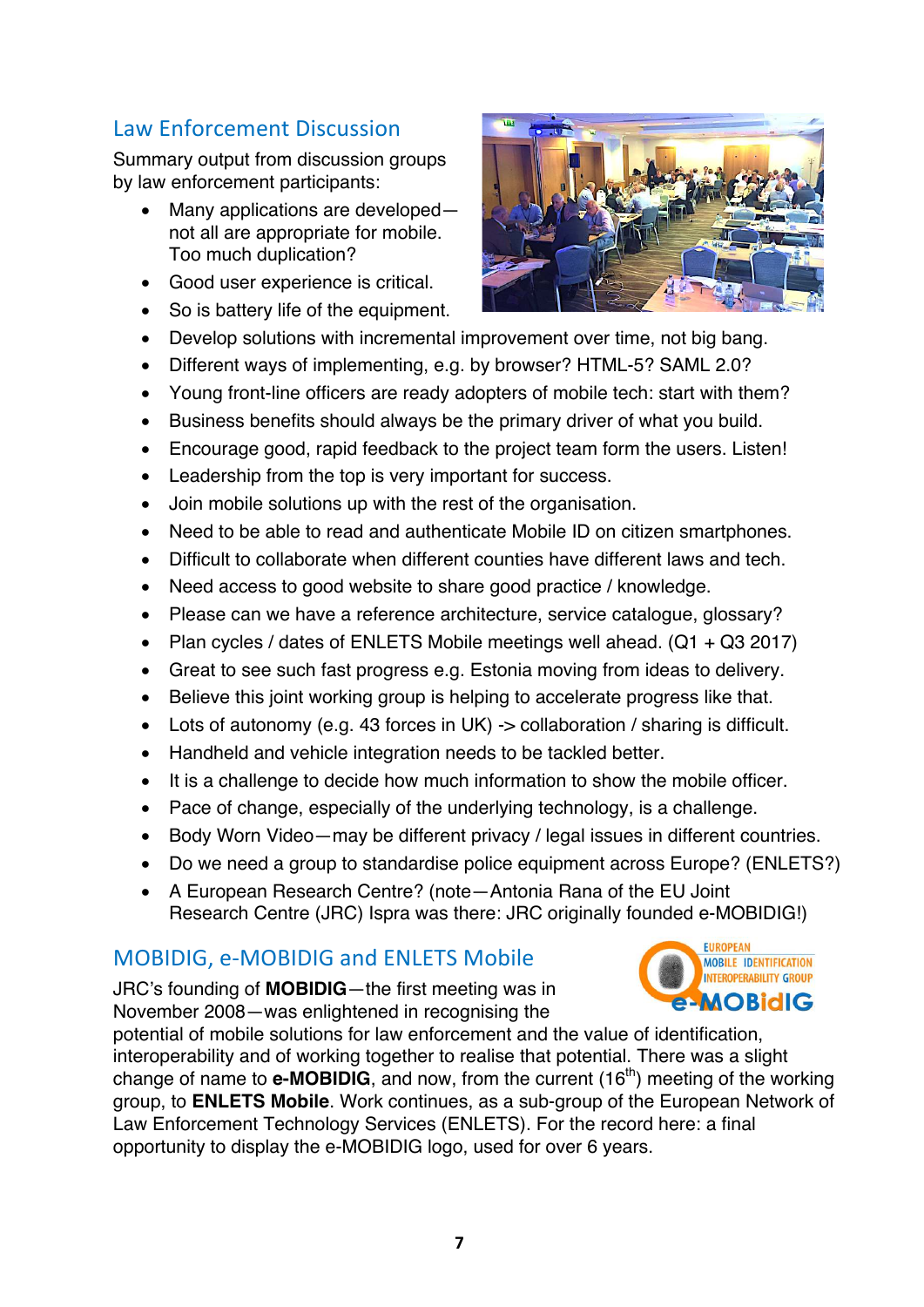## Law Enforcement Discussion

Summary output from discussion groups by law enforcement participants:

- Many applications are developed—not all are appropriate for mobile. Too much duplication?
- Good user experience is critical.
- So is battery life of the equipment.
- Develop solutions with incremental improvement over time, not big bang.
- Different ways of implementing, e.g. by browser? HTML-5? SAML 2.0?
- Young front-line officers are ready adopters of mobile tech: start with them?
- Business benefits should always be the primary driver of what you build.
- Encourage good, rapid feedback to the project team form the users. Listen!
- Leadership from the top is very important for success.
- Join mobile solutions up with the rest of the organisation.
- Need to be able to read and authenticate Mobile ID on citizen smartphones.
- Difficult to collaborate when different counties have different laws and tech.
- Need access to good website to share good practice / knowledge.
- Please can we have a reference architecture, service catalogue, glossary?
- Plan cycles / dates of ENLETS Mobile meetings well ahead. (Q1 + Q3 2017)
- Great to see such fast progress e.g. Estonia moving from ideas to delivery.
- Believe this joint working group is helping to accelerate progress like that.
- Lots of autonomy (e.g. 43 forces in UK) -> collaboration / sharing is difficult.
- Handheld and vehicle integration needs to be tackled better.
- It is a challenge to decide how much information to show the mobile officer.
- Pace of change, especially of the underlying technology, is a challenge.
- Body Worn Video—may be different privacy / legal issues in different countries.
- Do we need a group to standardise police equipment across Europe? (ENLETS?)
- A European Research Centre? (note—Antonia Rana of the EU Joint Research Centre (JRC) Ispra was there: JRC originally founded e-MOBIDIG!)

## MOBIDIG, e-MOBIDIG and ENLETS Mobile

JRC's founding of **MOBIDIG**—the first meeting was in November 2008—was enlightened in recognising the potential of mobile solutions for law enforcement and the value of identification, interoperability and of working together to realise that potential. There was a slight change of name to **e-MOBIDIG**, and now, from the current (16th) meeting of the working group, to **ENLETS Mobile**. Work continues, as a sub-group of the European Network of Law Enforcement Technology Services (ENLETS). For the record here: a final opportunity to display the e-MOBIDIG logo, used for over 6 years.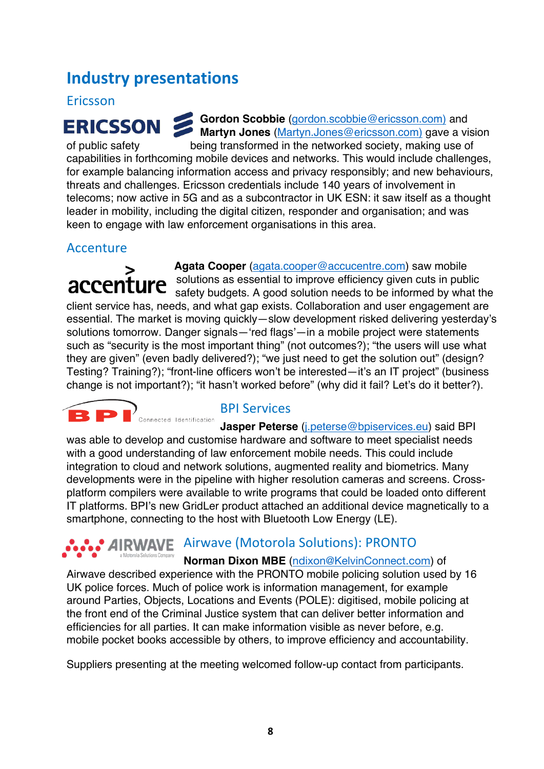# Industry presentations

## Ericsson

**Gordon Scobbie** (gordon.scobbie@ericsson.com) and **Martyn Jones** (Martyn.Jones@ericsson.com) gave a vision of public safety being transformed in the networked society, making use of capabilities in forthcoming mobile devices and networks. This would include challenges, for example balancing information access and privacy responsibly; and new behaviours, threats and challenges. Ericsson credentials include 140 years of involvement in telecoms; now active in 5G and as a subcontractor in UK ESN: it saw itself as a thought leader in mobility, including the digital citizen, responder and organisation; and was keen to engage with law enforcement organisations in this area.

## Accenture

**Agata Cooper** (agata.cooper@accucentre.com) saw mobile solutions as essential to improve efficiency given cuts in public safety budgets. A good solution needs to be informed by what the client service has, needs, and what gap exists. Collaboration and user engagement are essential. The market is moving quickly—slow development risked delivering yesterday's solutions tomorrow. Danger signals—'red flags'—in a mobile project were statements such as "security is the most important thing" (not outcomes?); "the users will use what they are given" (even badly delivered?); "we just need to get the solution out" (design? Testing? Training?); "front-line officers won't be interested—it's an IT project" (business change is not important?); "it hasn't worked before" (why did it fail? Let's do it better?).

## BPI Services

**Jasper Peterse** (j.peterse@bpiservices.eu) said BPI was able to develop and customise hardware and software to meet specialist needs with a good understanding of law enforcement mobile needs. This could include integration to cloud and network solutions, augmented reality and biometrics. Many developments were in the pipeline with higher resolution cameras and screens. Cross-platform compilers were available to write programs that could be loaded onto different IT platforms. BPI's new GridLer product attached an additional device magnetically to a smartphone, connecting to the host with Bluetooth Low Energy (LE).

## Airwave (Motorola Solutions): PRONTO

**Norman Dixon MBE** (ndixon@KelvinConnect.com) of Airwave described experience with the PRONTO mobile policing solution used by 16 UK police forces. Much of police work is information management, for example around Parties, Objects, Locations and Events (POLE): digitised, mobile policing at the front end of the Criminal Justice system that can deliver better information and efficiencies for all parties. It can make information visible as never before, e.g. mobile pocket books accessible by others, to improve efficiency and accountability.

Suppliers presenting at the meeting welcomed follow-up contact from participants.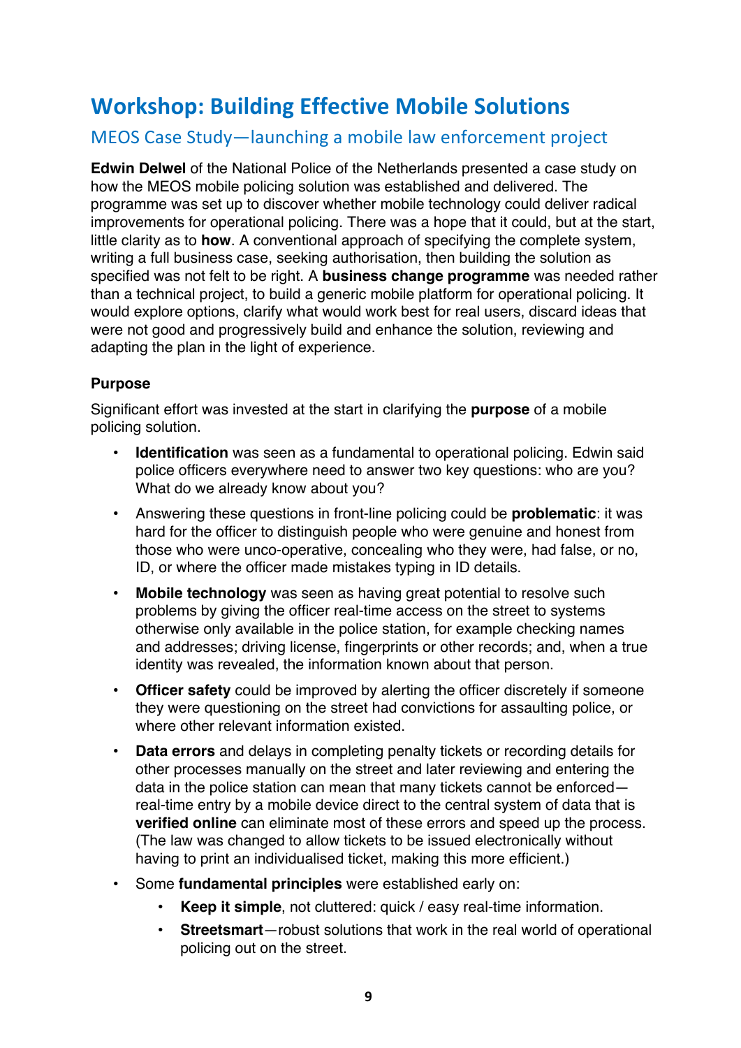# Workshop: Building Effective Mobile Solutions

## MEOS Case Study—launching a mobile law enforcement project

**Edwin Delwel** of the National Police of the Netherlands presented a case study on how the MEOS mobile policing solution was established and delivered. The programme was set up to discover whether mobile technology could deliver radical improvements for operational policing. There was a hope that it could, but at the start, little clarity as to **how**. A conventional approach of specifying the complete system, writing a full business case, seeking authorisation, then building the solution as specified was not felt to be right. A **business change programme** was needed rather than a technical project, to build a generic mobile platform for operational policing. It would explore options, clarify what would work best for real users, discard ideas that were not good and progressively build and enhance the solution, reviewing and adapting the plan in the light of experience.

### Purpose

Significant effort was invested at the start in clarifying the **purpose** of a mobile policing solution.

- **Identification** was seen as a fundamental to operational policing. Edwin said police officers everywhere need to answer two key questions: who are you? What do we already know about you?
- Answering these questions in front-line policing could be **problematic**: it was hard for the officer to distinguish people who were genuine and honest from those who were unco-operative, concealing who they were, had false, or no, ID, or where the officer made mistakes typing in ID details.
- **Mobile technology** was seen as having great potential to resolve such problems by giving the officer real-time access on the street to systems otherwise only available in the police station, for example checking names and addresses; driving license, fingerprints or other records; and, when a true identity was revealed, the information known about that person.
- **Officer safety** could be improved by alerting the officer discretely if someone they were questioning on the street had convictions for assaulting police, or where other relevant information existed.
- **Data errors** and delays in completing penalty tickets or recording details for other processes manually on the street and later reviewing and entering the data in the police station can mean that many tickets cannot be enforced—real-time entry by a mobile device direct to the central system of data that is **verified online** can eliminate most of these errors and speed up the process. (The law was changed to allow tickets to be issued electronically without having to print an individualised ticket, making this more efficient.)
- Some **fundamental principles** were established early on:
  - **Keep it simple**, not cluttered: quick / easy real-time information.
  - **Streetsmart**—robust solutions that work in the real world of operational policing out on the street.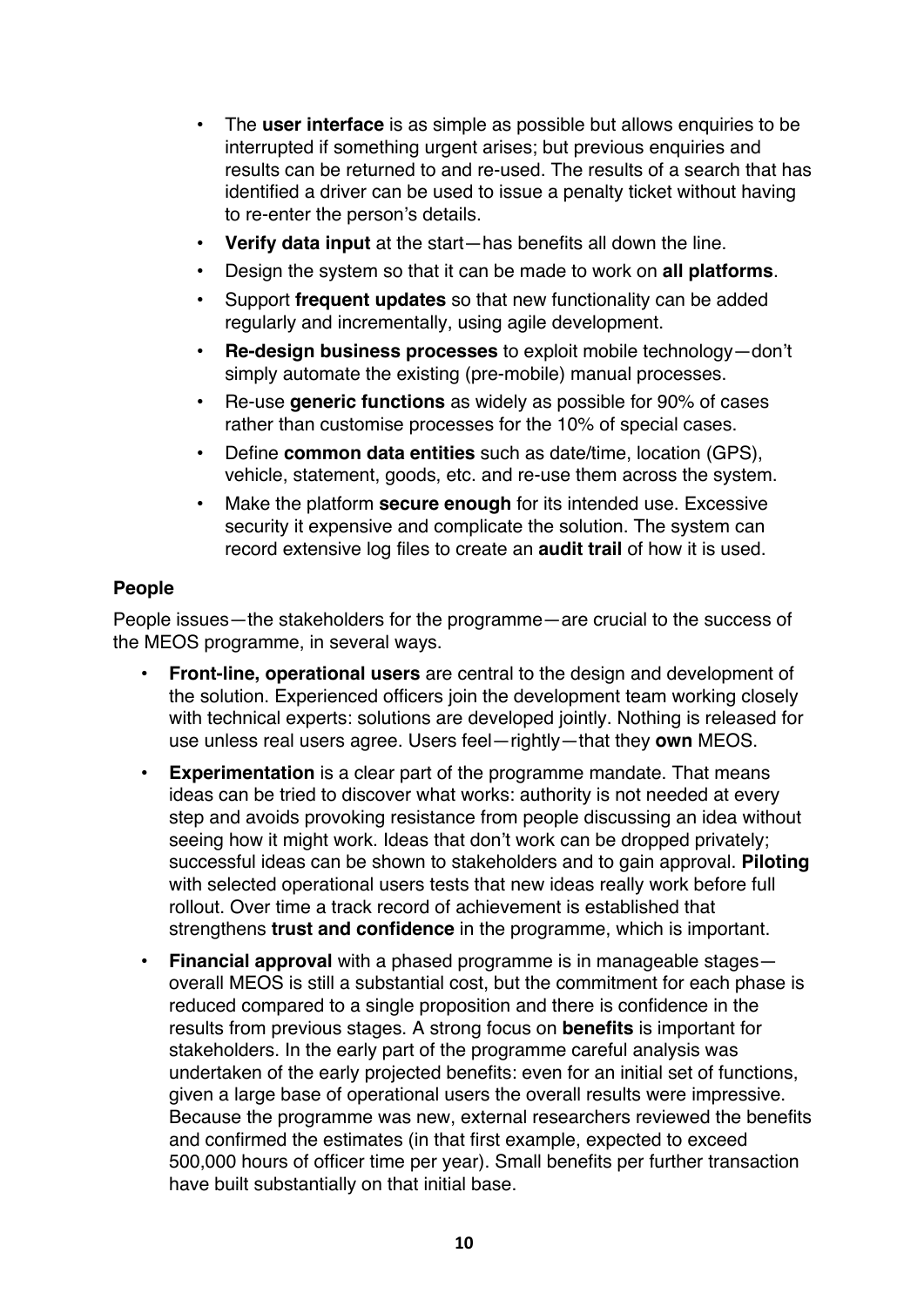- The **user interface** is as simple as possible but allows enquiries to be interrupted if something urgent arises; but previous enquiries and results can be returned to and re-used. The results of a search that has identified a driver can be used to issue a penalty ticket without having to re-enter the person's details.
- **Verify data input** at the start—has benefits all down the line.
- Design the system so that it can be made to work on **all platforms**.
- Support **frequent updates** so that new functionality can be added regularly and incrementally, using agile development.
- **Re-design business processes** to exploit mobile technology—don't simply automate the existing (pre-mobile) manual processes.
- Re-use **generic functions** as widely as possible for 90% of cases rather than customise processes for the 10% of special cases.
- Define **common data entities** such as date/time, location (GPS), vehicle, statement, goods, etc. and re-use them across the system.
- Make the platform **secure enough** for its intended use. Excessive security it expensive and complicate the solution. The system can record extensive log files to create an **audit trail** of how it is used.

**People**

People issues—the stakeholders for the programme—are crucial to the success of the MEOS programme, in several ways.

- **Front-line, operational users** are central to the design and development of the solution. Experienced officers join the development team working closely with technical experts: solutions are developed jointly. Nothing is released for use unless real users agree. Users feel—rightly—that they **own** MEOS.
- **Experimentation** is a clear part of the programme mandate. That means ideas can be tried to discover what works: authority is not needed at every step and avoids provoking resistance from people discussing an idea without seeing how it might work. Ideas that don't work can be dropped privately; successful ideas can be shown to stakeholders and to gain approval. **Piloting** with selected operational users tests that new ideas really work before full rollout. Over time a track record of achievement is established that strengthens **trust and confidence** in the programme, which is important.
- **Financial approval** with a phased programme is in manageable stages—overall MEOS is still a substantial cost, but the commitment for each phase is reduced compared to a single proposition and there is confidence in the results from previous stages. A strong focus on **benefits** is important for stakeholders. In the early part of the programme careful analysis was undertaken of the early projected benefits: even for an initial set of functions, given a large base of operational users the overall results were impressive. Because the programme was new, external researchers reviewed the benefits and confirmed the estimates (in that first example, expected to exceed 500,000 hours of officer time per year). Small benefits per further transaction have built substantially on that initial base.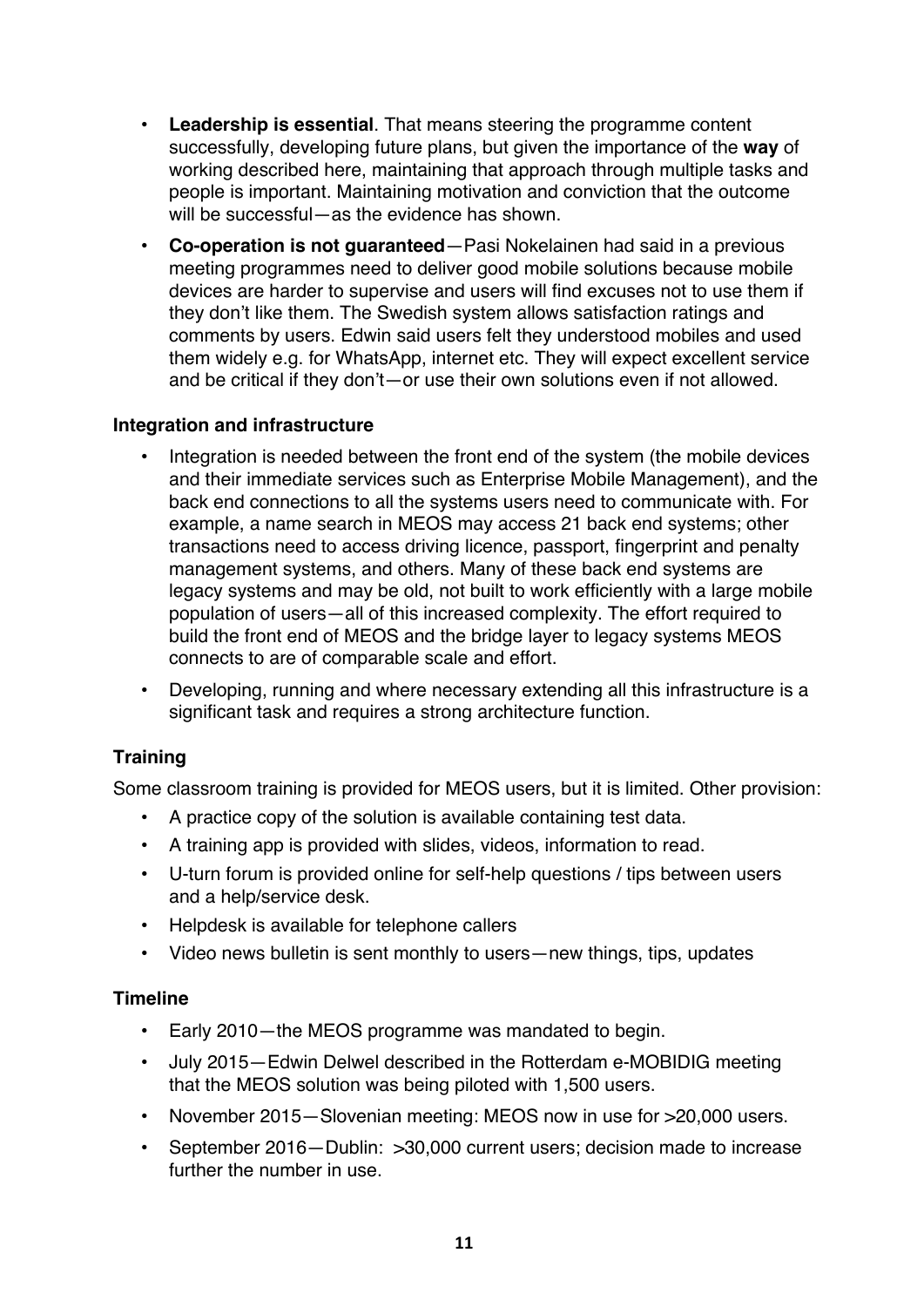- **Leadership is essential**. That means steering the programme content successfully, developing future plans, but given the importance of the **way** of working described here, maintaining that approach through multiple tasks and people is important. Maintaining motivation and conviction that the outcome will be successful—as the evidence has shown.
- **Co-operation is not guaranteed**—Pasi Nokelainen had said in a previous meeting programmes need to deliver good mobile solutions because mobile devices are harder to supervise and users will find excuses not to use them if they don't like them. The Swedish system allows satisfaction ratings and comments by users. Edwin said users felt they understood mobiles and used them widely e.g. for WhatsApp, internet etc. They will expect excellent service and be critical if they don't—or use their own solutions even if not allowed.

### Integration and infrastructure

- Integration is needed between the front end of the system (the mobile devices and their immediate services such as Enterprise Mobile Management), and the back end connections to all the systems users need to communicate with. For example, a name search in MEOS may access 21 back end systems; other transactions need to access driving licence, passport, fingerprint and penalty management systems, and others. Many of these back end systems are legacy systems and may be old, not built to work efficiently with a large mobile population of users—all of this increased complexity. The effort required to build the front end of MEOS and the bridge layer to legacy systems MEOS connects to are of comparable scale and effort.
- Developing, running and where necessary extending all this infrastructure is a significant task and requires a strong architecture function.

### Training

Some classroom training is provided for MEOS users, but it is limited. Other provision:

- A practice copy of the solution is available containing test data.
- A training app is provided with slides, videos, information to read.
- U-turn forum is provided online for self-help questions / tips between users and a help/service desk.
- Helpdesk is available for telephone callers
- Video news bulletin is sent monthly to users—new things, tips, updates

### Timeline

- Early 2010—the MEOS programme was mandated to begin.
- July 2015—Edwin Delwel described in the Rotterdam e-MOBIDIG meeting that the MEOS solution was being piloted with 1,500 users.
- November 2015—Slovenian meeting: MEOS now in use for >20,000 users.
- September 2016—Dublin: >30,000 current users; decision made to increase further the number in use.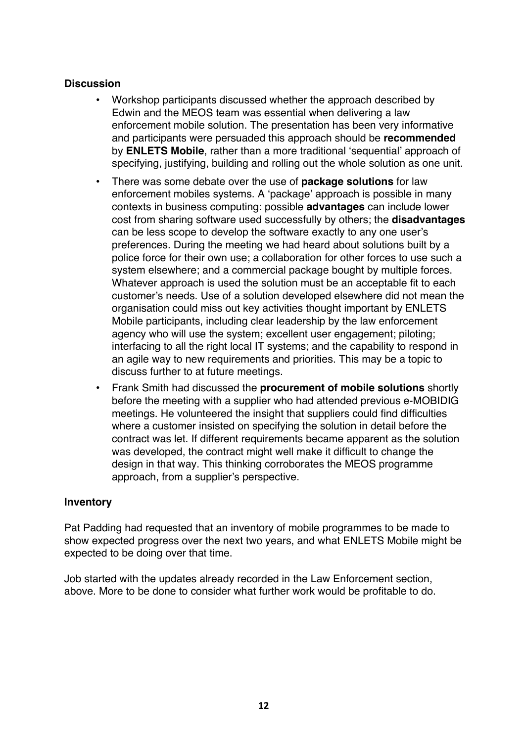**Discussion**

- Workshop participants discussed whether the approach described by Edwin and the MEOS team was essential when delivering a law enforcement mobile solution. The presentation has been very informative and participants were persuaded this approach should be **recommended** by **ENLETS Mobile**, rather than a more traditional 'sequential' approach of specifying, justifying, building and rolling out the whole solution as one unit.
- There was some debate over the use of **package solutions** for law enforcement mobiles systems. A 'package' approach is possible in many contexts in business computing: possible **advantages** can include lower cost from sharing software used successfully by others; the **disadvantages** can be less scope to develop the software exactly to any one user's preferences. During the meeting we had heard about solutions built by a police force for their own use; a collaboration for other forces to use such a system elsewhere; and a commercial package bought by multiple forces. Whatever approach is used the solution must be an acceptable fit to each customer's needs. Use of a solution developed elsewhere did not mean the organisation could miss out key activities thought important by ENLETS Mobile participants, including clear leadership by the law enforcement agency who will use the system; excellent user engagement; piloting; interfacing to all the right local IT systems; and the capability to respond in an agile way to new requirements and priorities. This may be a topic to discuss further to at future meetings.
- Frank Smith had discussed the **procurement of mobile solutions** shortly before the meeting with a supplier who had attended previous e-MOBIDIG meetings. He volunteered the insight that suppliers could find difficulties where a customer insisted on specifying the solution in detail before the contract was let. If different requirements became apparent as the solution was developed, the contract might well make it difficult to change the design in that way. This thinking corroborates the MEOS programme approach, from a supplier's perspective.

**Inventory**

Pat Padding had requested that an inventory of mobile programmes to be made to show expected progress over the next two years, and what ENLETS Mobile might be expected to be doing over that time.

Job started with the updates already recorded in the Law Enforcement section, above. More to be done to consider what further work would be profitable to do.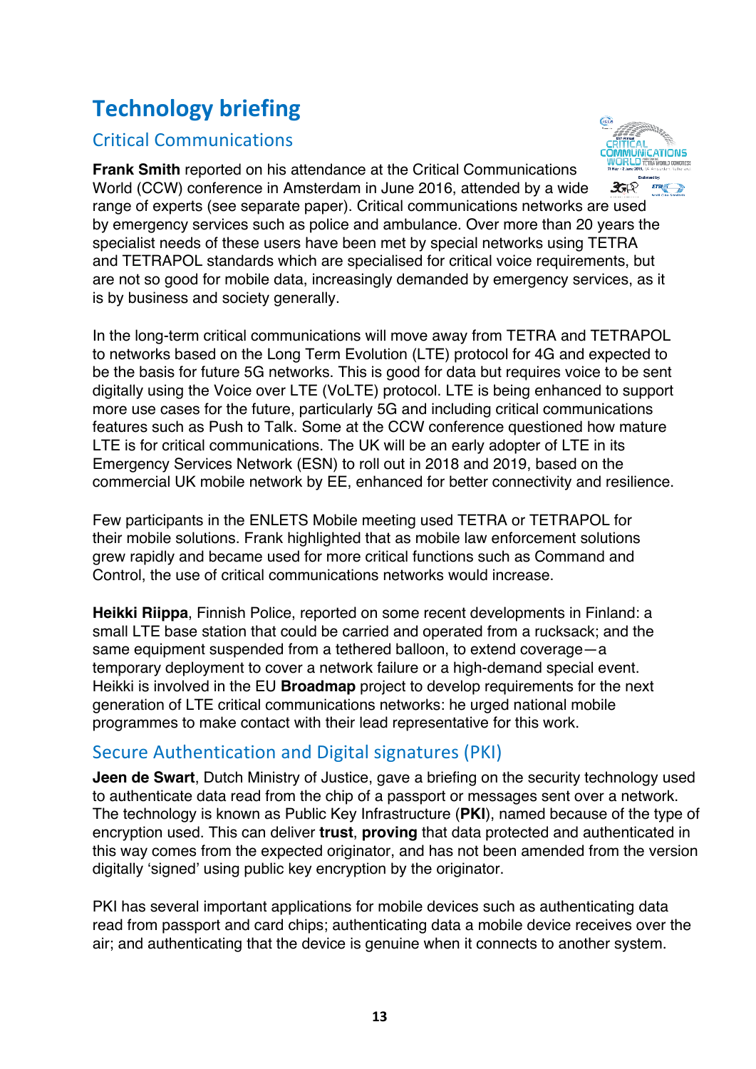# Technology briefing

## Critical Communications

**Frank Smith** reported on his attendance at the Critical Communications World (CCW) conference in Amsterdam in June 2016, attended by a wide range of experts (see separate paper). Critical communications networks are used by emergency services such as police and ambulance. Over more than 20 years the specialist needs of these users have been met by special networks using TETRA and TETRAPOL standards which are specialised for critical voice requirements, but are not so good for mobile data, increasingly demanded by emergency services, as it is by business and society generally.

In the long-term critical communications will move away from TETRA and TETRAPOL to networks based on the Long Term Evolution (LTE) protocol for 4G and expected to be the basis for future 5G networks. This is good for data but requires voice to be sent digitally using the Voice over LTE (VoLTE) protocol. LTE is being enhanced to support more use cases for the future, particularly 5G and including critical communications features such as Push to Talk. Some at the CCW conference questioned how mature LTE is for critical communications. The UK will be an early adopter of LTE in its Emergency Services Network (ESN) to roll out in 2018 and 2019, based on the commercial UK mobile network by EE, enhanced for better connectivity and resilience.

Few participants in the ENLETS Mobile meeting used TETRA or TETRAPOL for their mobile solutions. Frank highlighted that as mobile law enforcement solutions grew rapidly and became used for more critical functions such as Command and Control, the use of critical communications networks would increase.

**Heikki Riippa**, Finnish Police, reported on some recent developments in Finland: a small LTE base station that could be carried and operated from a rucksack; and the same equipment suspended from a tethered balloon, to extend coverage—a temporary deployment to cover a network failure or a high-demand special event. Heikki is involved in the EU **Broadmap** project to develop requirements for the next generation of LTE critical communications networks: he urged national mobile programmes to make contact with their lead representative for this work.

## Secure Authentication and Digital signatures (PKI)

**Jeen de Swart**, Dutch Ministry of Justice, gave a briefing on the security technology used to authenticate data read from the chip of a passport or messages sent over a network. The technology is known as Public Key Infrastructure (**PKI**), named because of the type of encryption used. This can deliver **trust**, **proving** that data protected and authenticated in this way comes from the expected originator, and has not been amended from the version digitally 'signed' using public key encryption by the originator.

PKI has several important applications for mobile devices such as authenticating data read from passport and card chips; authenticating data a mobile device receives over the air; and authenticating that the device is genuine when it connects to another system.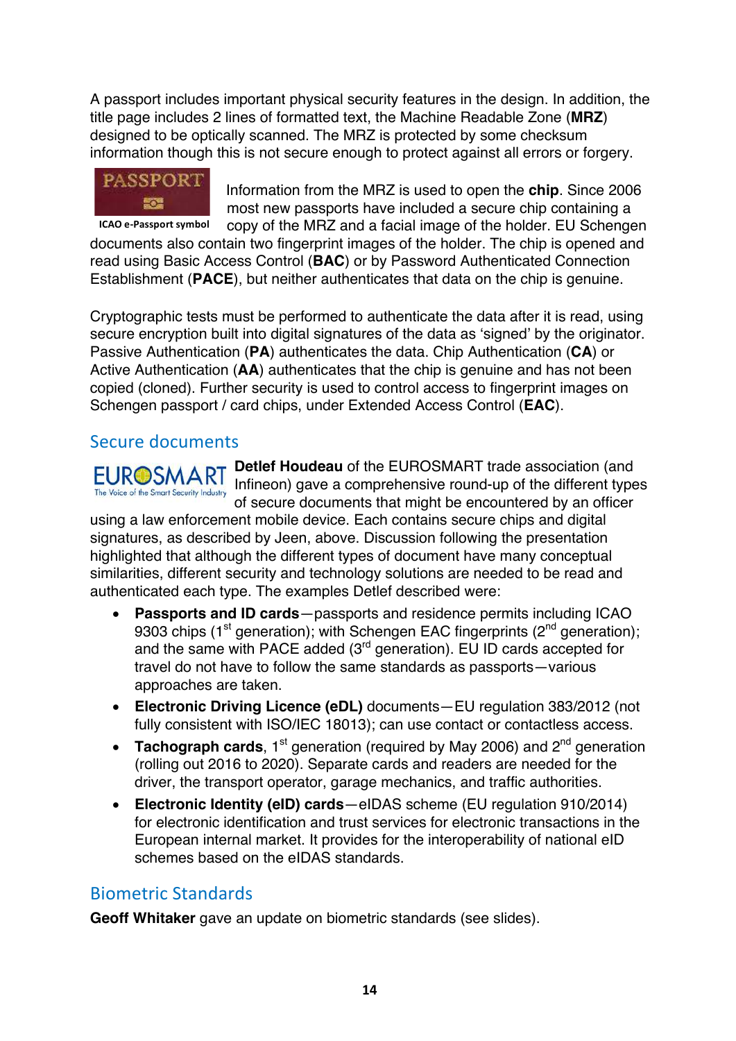A passport includes important physical security features in the design. In addition, the title page includes 2 lines of formatted text, the Machine Readable Zone (**MRZ**) designed to be optically scanned. The MRZ is protected by some checksum information though this is not secure enough to protect against all errors or forgery.

ICAO e-Passport symbol

Information from the MRZ is used to open the **chip**. Since 2006 most new passports have included a secure chip containing a copy of the MRZ and a facial image of the holder. EU Schengen documents also contain two fingerprint images of the holder. The chip is opened and read using Basic Access Control (**BAC**) or by Password Authenticated Connection Establishment (**PACE**), but neither authenticates that data on the chip is genuine.

Cryptographic tests must be performed to authenticate the data after it is read, using secure encryption built into digital signatures of the data as 'signed' by the originator. Passive Authentication (**PA**) authenticates the data. Chip Authentication (**CA**) or Active Authentication (**AA**) authenticates that the chip is genuine and has not been copied (cloned). Further security is used to control access to fingerprint images on Schengen passport / card chips, under Extended Access Control (**EAC**).

## Secure documents

**Detlef Houdeau** of the EUROSMART trade association (and Infineon) gave a comprehensive round-up of the different types of secure documents that might be encountered by an officer using a law enforcement mobile device. Each contains secure chips and digital signatures, as described by Jeen, above. Discussion following the presentation highlighted that although the different types of document have many conceptual similarities, different security and technology solutions are needed to be read and authenticated each type. The examples Detlef described were:

- **Passports and ID cards**—passports and residence permits including ICAO 9303 chips (1st generation); with Schengen EAC fingerprints (2nd generation); and the same with PACE added (3rd generation). EU ID cards accepted for travel do not have to follow the same standards as passports—various approaches are taken.
- **Electronic Driving Licence (eDL)** documents—EU regulation 383/2012 (not fully consistent with ISO/IEC 18013); can use contact or contactless access.
- **Tachograph cards**, 1st generation (required by May 2006) and 2nd generation (rolling out 2016 to 2020). Separate cards and readers are needed for the driver, the transport operator, garage mechanics, and traffic authorities.
- **Electronic Identity (eID) cards**—eIDAS scheme (EU regulation 910/2014) for electronic identification and trust services for electronic transactions in the European internal market. It provides for the interoperability of national eID schemes based on the eIDAS standards.

## Biometric Standards

**Geoff Whitaker** gave an update on biometric standards (see slides).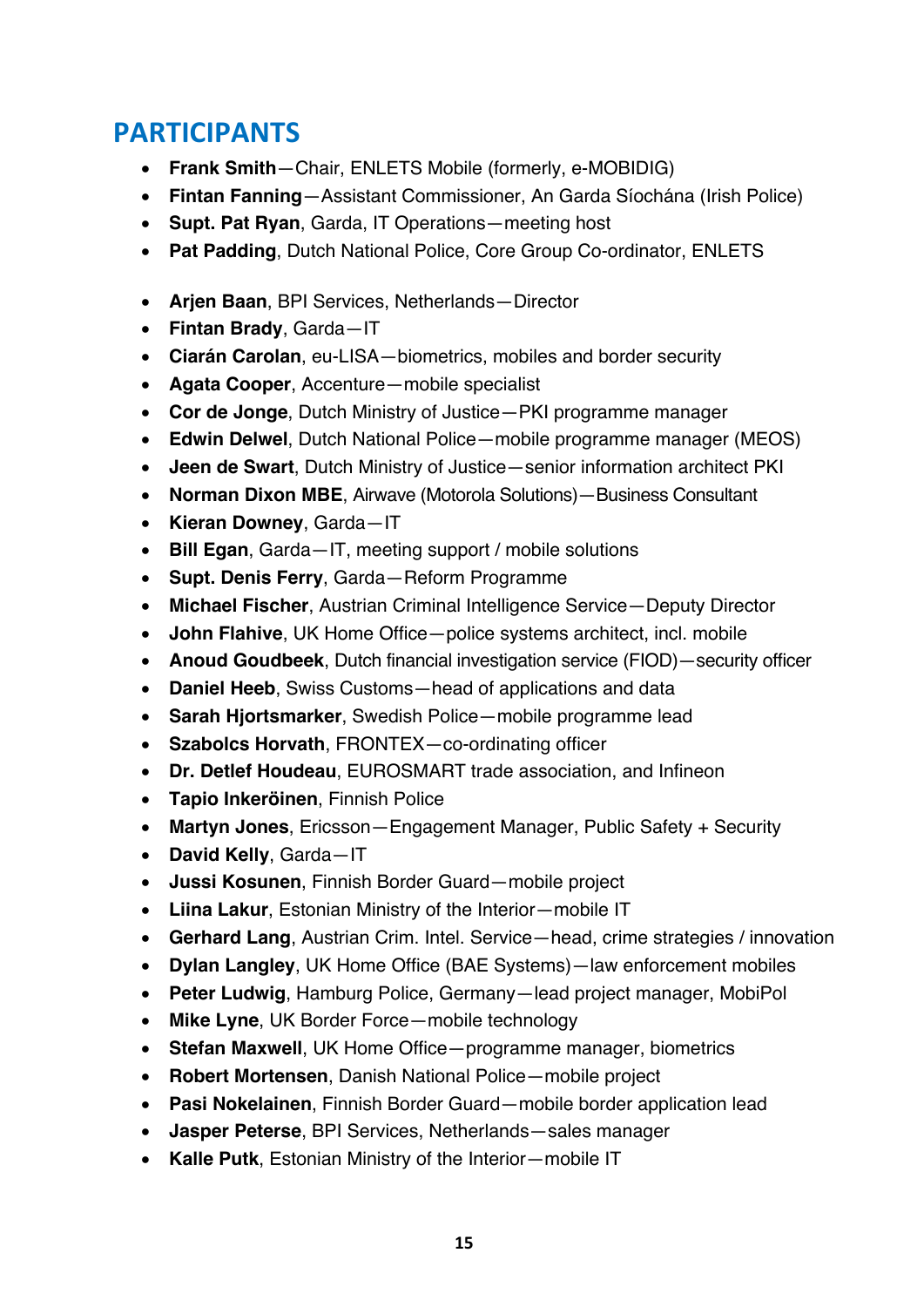## PARTICIPANTS

- **Frank Smith**—Chair, ENLETS Mobile (formerly, e-MOBIDIG)
- **Fintan Fanning**—Assistant Commissioner, An Garda Síochána (Irish Police)
- **Supt. Pat Ryan**, Garda, IT Operations—meeting host
- **Pat Padding**, Dutch National Police, Core Group Co-ordinator, ENLETS

- **Arjen Baan**, BPI Services, Netherlands—Director
- **Fintan Brady**, Garda—IT
- **Ciarán Carolan**, eu-LISA—biometrics, mobiles and border security
- **Agata Cooper**, Accenture—mobile specialist
- **Cor de Jonge**, Dutch Ministry of Justice—PKI programme manager
- **Edwin Delwel**, Dutch National Police—mobile programme manager (MEOS)
- **Jeen de Swart**, Dutch Ministry of Justice—senior information architect PKI
- **Norman Dixon MBE**, Airwave (Motorola Solutions)—Business Consultant
- **Kieran Downey**, Garda—IT
- **Bill Egan**, Garda—IT, meeting support / mobile solutions
- **Supt. Denis Ferry**, Garda—Reform Programme
- **Michael Fischer**, Austrian Criminal Intelligence Service—Deputy Director
- **John Flahive**, UK Home Office—police systems architect, incl. mobile
- **Anoud Goudbeek**, Dutch financial investigation service (FIOD)—security officer
- **Daniel Heeb**, Swiss Customs—head of applications and data
- **Sarah Hjortsmarker**, Swedish Police—mobile programme lead
- **Szabolcs Horvath**, FRONTEX—co-ordinating officer
- **Dr. Detlef Houdeau**, EUROSMART trade association, and Infineon
- **Tapio Inkeröinen**, Finnish Police
- **Martyn Jones**, Ericsson—Engagement Manager, Public Safety + Security
- **David Kelly**, Garda—IT
- **Jussi Kosunen**, Finnish Border Guard—mobile project
- **Liina Lakur**, Estonian Ministry of the Interior—mobile IT
- **Gerhard Lang**, Austrian Crim. Intel. Service—head, crime strategies / innovation
- **Dylan Langley**, UK Home Office (BAE Systems)—law enforcement mobiles
- **Peter Ludwig**, Hamburg Police, Germany—lead project manager, MobiPol
- **Mike Lyne**, UK Border Force—mobile technology
- **Stefan Maxwell**, UK Home Office—programme manager, biometrics
- **Robert Mortensen**, Danish National Police—mobile project
- **Pasi Nokelainen**, Finnish Border Guard—mobile border application lead
- **Jasper Peterse**, BPI Services, Netherlands—sales manager
- **Kalle Putk**, Estonian Ministry of the Interior—mobile IT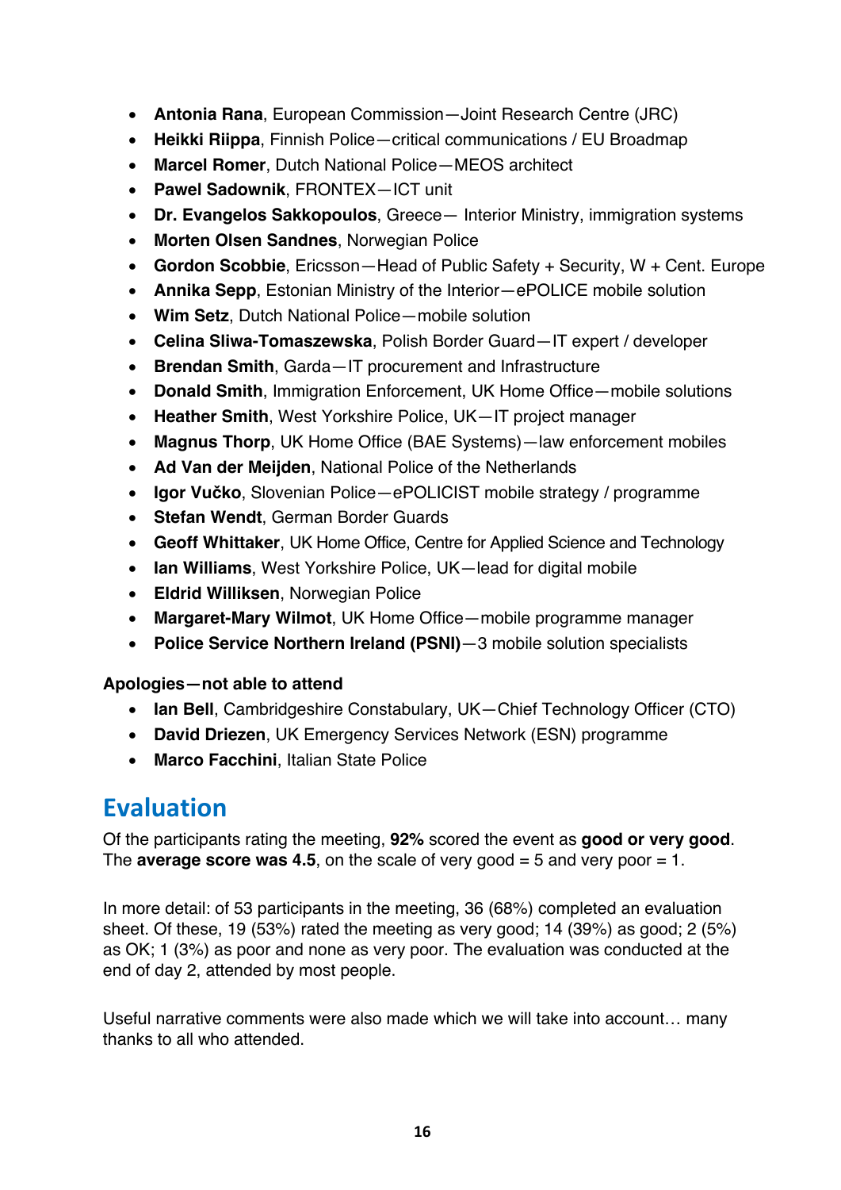- **Antonia Rana**, European Commission—Joint Research Centre (JRC)
- **Heikki Riippa**, Finnish Police—critical communications / EU Broadmap
- **Marcel Romer**, Dutch National Police—MEOS architect
- **Pawel Sadownik**, FRONTEX—ICT unit
- **Dr. Evangelos Sakkopoulos**, Greece— Interior Ministry, immigration systems
- **Morten Olsen Sandnes**, Norwegian Police
- **Gordon Scobbie**, Ericsson—Head of Public Safety + Security, W + Cent. Europe
- **Annika Sepp**, Estonian Ministry of the Interior—ePOLICE mobile solution
- **Wim Setz**, Dutch National Police—mobile solution
- **Celina Sliwa-Tomaszewska**, Polish Border Guard—IT expert / developer
- **Brendan Smith**, Garda—IT procurement and Infrastructure
- **Donald Smith**, Immigration Enforcement, UK Home Office—mobile solutions
- **Heather Smith**, West Yorkshire Police, UK—IT project manager
- **Magnus Thorp**, UK Home Office (BAE Systems)—law enforcement mobiles
- **Ad Van der Meijden**, National Police of the Netherlands
- **Igor Vučko**, Slovenian Police—ePOLICIST mobile strategy / programme
- **Stefan Wendt**, German Border Guards
- **Geoff Whittaker**, UK Home Office, Centre for Applied Science and Technology
- **Ian Williams**, West Yorkshire Police, UK—lead for digital mobile
- **Eldrid Williksen**, Norwegian Police
- **Margaret-Mary Wilmot**, UK Home Office—mobile programme manager
- **Police Service Northern Ireland (PSNI)**—3 mobile solution specialists

**Apologies—not able to attend**

- **Ian Bell**, Cambridgeshire Constabulary, UK—Chief Technology Officer (CTO)
- **David Driezen**, UK Emergency Services Network (ESN) programme
- **Marco Facchini**, Italian State Police

## Evaluation

Of the participants rating the meeting, **92%** scored the event as **good or very good**. The **average score was 4.5**, on the scale of very good = 5 and very poor = 1.

In more detail: of 53 participants in the meeting, 36 (68%) completed an evaluation sheet. Of these, 19 (53%) rated the meeting as very good; 14 (39%) as good; 2 (5%) as OK; 1 (3%) as poor and none as very poor. The evaluation was conducted at the end of day 2, attended by most people.

Useful narrative comments were also made which we will take into account… many thanks to all who attended.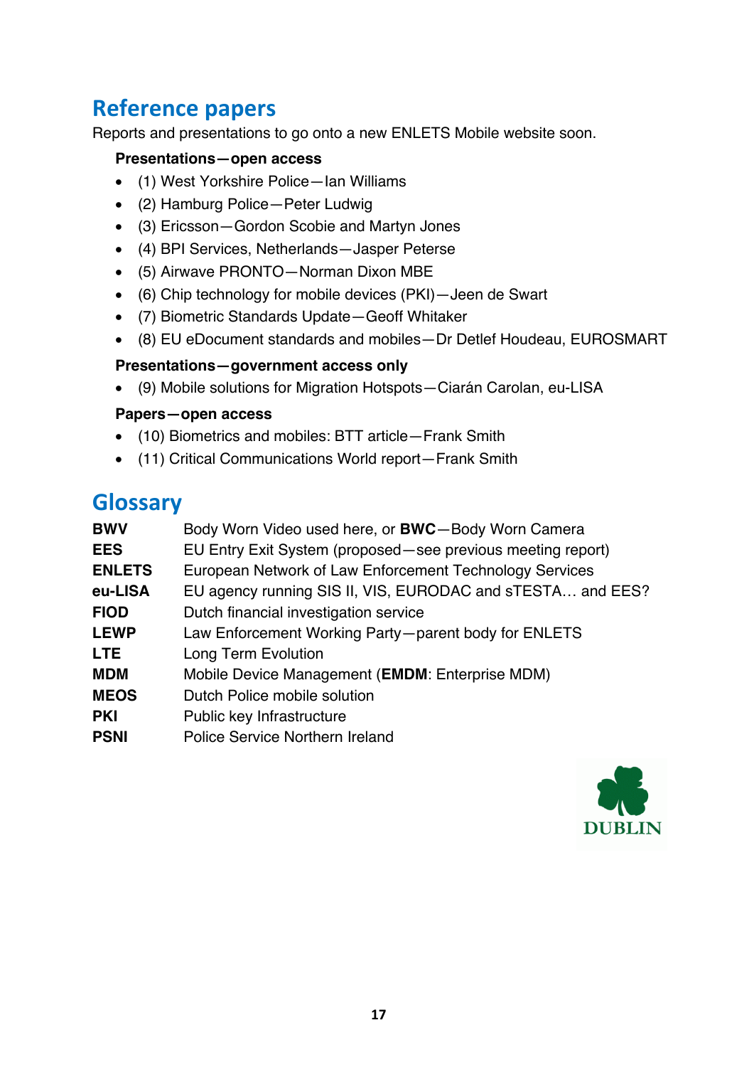## Reference papers

Reports and presentations to go onto a new ENLETS Mobile website soon.

### Presentations—open access

- (1) West Yorkshire Police—Ian Williams
- (2) Hamburg Police—Peter Ludwig
- (3) Ericsson—Gordon Scobie and Martyn Jones
- (4) BPI Services, Netherlands—Jasper Peterse
- (5) Airwave PRONTO—Norman Dixon MBE
- (6) Chip technology for mobile devices (PKI)—Jeen de Swart
- (7) Biometric Standards Update—Geoff Whitaker
- (8) EU eDocument standards and mobiles—Dr Detlef Houdeau, EUROSMART

### Presentations—government access only

- (9) Mobile solutions for Migration Hotspots—Ciarán Carolan, eu-LISA

### Papers—open access

- (10) Biometrics and mobiles: BTT article—Frank Smith
- (11) Critical Communications World report—Frank Smith

## Glossary

| | |
|---|---|
| **BWV** | Body Worn Video used here, or **BWC**—Body Worn Camera |
| **EES** | EU Entry Exit System (proposed—see previous meeting report) |
| **ENLETS** | European Network of Law Enforcement Technology Services |
| **eu-LISA** | EU agency running SIS II, VIS, EURODAC and sTESTA… and EES? |
| **FIOD** | Dutch financial investigation service |
| **LEWP** | Law Enforcement Working Party—parent body for ENLETS |
| **LTE** | Long Term Evolution |
| **MDM** | Mobile Device Management (**EMDM**: Enterprise MDM) |
| **MEOS** | Dutch Police mobile solution |
| **PKI** | Public key Infrastructure |
| **PSNI** | Police Service Northern Ireland |

DUBLIN